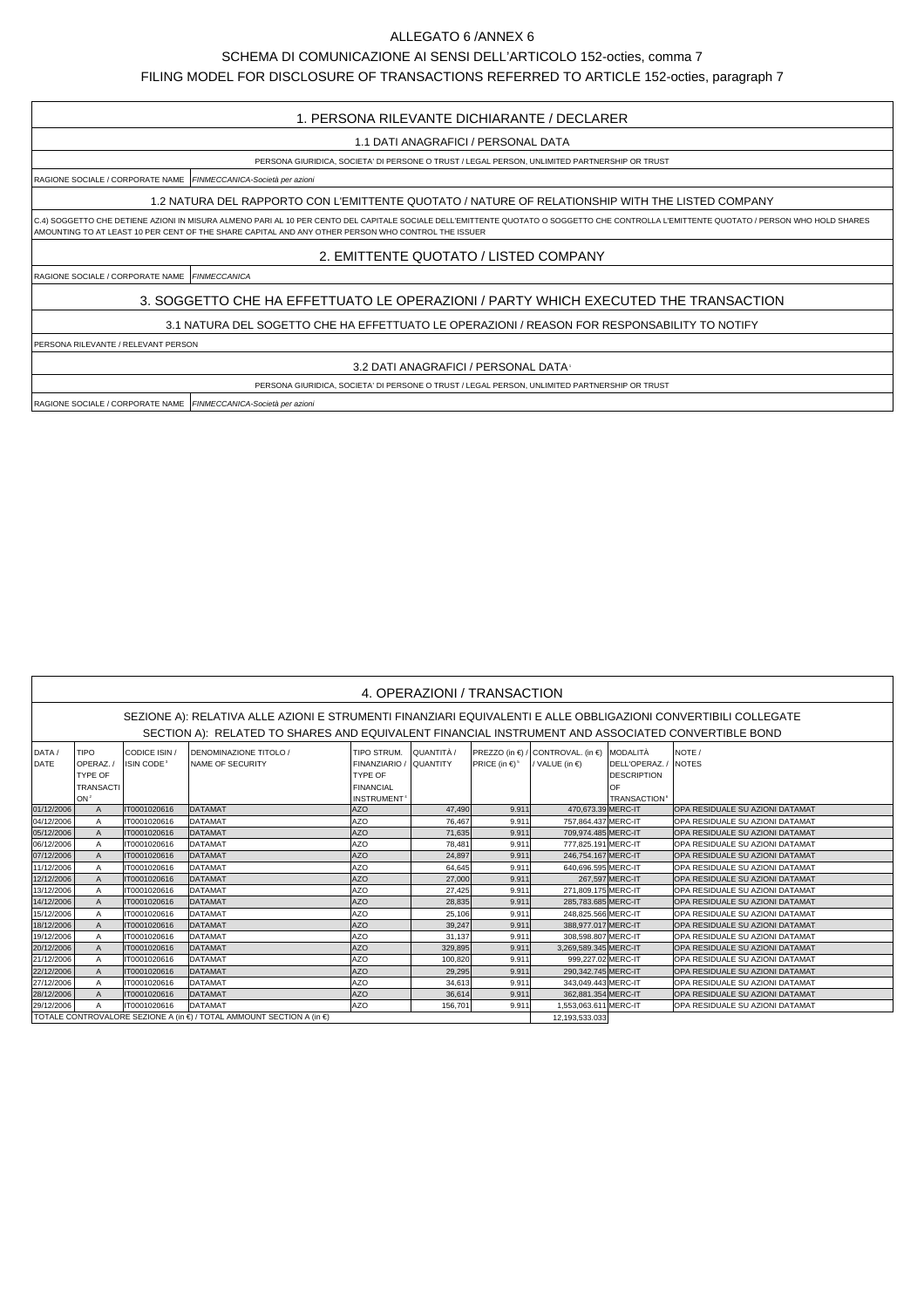ALLEGATO 6 /ANNEX 6

SCHEMA DI COMUNICAZIONE AI SENSI DELL'ARTICOLO 152-octies, comma 7

FILING MODEL FOR DISCLOSURE OF TRANSACTIONS REFERRED TO ARTICLE 152-octies, paragraph 7

## 1. PERSONA RILEVANTE DICHIARANTE / DECLARER

### 1.1 DATI ANAGRAFICI / PERSONAL DATA

PERSONA GIURIDICA, SOCIETA' DI PERSONE O TRUST / LEGAL PERSON, UNLIMITED PARTNERSHIP OR TRUST

RAGIONE SOCIALE / CORPORATE NAME *FINMECCANICA-Società per azioni*

### 1.2 NATURA DEL RAPPORTO CON L'EMITTENTE QUOTATO / NATURE OF RELATIONSHIP WITH THE LISTED COMPANY

C.4) SOGGETTO CHE DETIENE AZIONI IN MISURA ALMENO PARI AL 10 PER CENTO DEL CAPITALE SOCIALE DELL'EMITTENTE QUOTATO O SOGGETTO CHE CONTROLLA L'EMITTENTE QUOTATO / PERSON WHO HOLD SHARES AMOUNTING TO AT LEAST 10 PER CENT OF THE SHARE CAPITAL AND ANY OTHER PERSON WHO CONTROL THE ISSUER

## 2. EMITTENTE QUOTATO / LISTED COMPANY

RAGIONE SOCIALE / CORPORATE NAME *FINMECCANICA*

## 3. SOGGETTO CHE HA EFFETTUATO LE OPERAZIONI / PARTY WHICH EXECUTED THE TRANSACTION

### 3.1 NATURA DEL SOGETTO CHE HA EFFETTUATO LE OPERAZIONI / REASON FOR RESPONSABILITY TO NOTIFY

PERSONA RILEVANTE / RELEVANT PERSON

### 3.2 DATI ANAGRAFICI / PERSONAL DATA[1]

PERSONA GIURIDICA, SOCIETA' DI PERSONE O TRUST / LEGAL PERSON, UNLIMITED PARTNERSHIP OR TRUST

RAGIONE SOCIALE / CORPORATE NAME *FINMECCANICA-Società per azioni*

## 4. OPERAZIONI / TRANSACTION

SEZIONE A): RELATIVA ALLE AZIONI E STRUMENTI FINANZIARI EQUIVALENTI E ALLE OBBLIGAZIONI CONVERTIBILI COLLEGATE

SECTION A): RELATED TO SHARES AND EQUIVALENT FINANCIAL INSTRUMENT AND ASSOCIATED CONVERTIBLE BOND

| DATA / DATE | TIPO OPERAZ. / TYPE OF TRANSACTION[2] | CODICE ISIN / ISIN CODE[3] | DENOMINAZIONE TITOLO / NAME OF SECURITY | TIPO STRUM. FINANZIARIO / TYPE OF FINANCIAL INSTRUMENT[4] | QUANTITÀ / QUANTITY | PREZZO (in €) / PRICE (in €)[5] | CONTROVAL. (in €) / VALUE (in €) | MODALITÀ DELL'OPERAZ. / DESCRIPTION OF TRANSACTION[6] | NOTE / NOTES |
|---|---|---|---|---|---|---|---|---|---|
| 01/12/2006 | A | IT0001020616 | DATAMAT | AZO | 47,490 | 9.911 | 470,673.39 | MERC-IT | OPA RESIDUALE SU AZIONI DATAMAT |
| 04/12/2006 | A | IT0001020616 | DATAMAT | AZO | 76,467 | 9.911 | 757,864.437 | MERC-IT | OPA RESIDUALE SU AZIONI DATAMAT |
| 05/12/2006 | A | IT0001020616 | DATAMAT | AZO | 71,635 | 9.911 | 709,974.485 | MERC-IT | OPA RESIDUALE SU AZIONI DATAMAT |
| 06/12/2006 | A | IT0001020616 | DATAMAT | AZO | 78,481 | 9.911 | 777,825.191 | MERC-IT | OPA RESIDUALE SU AZIONI DATAMAT |
| 07/12/2006 | A | IT0001020616 | DATAMAT | AZO | 24,897 | 9.911 | 246,754.167 | MERC-IT | OPA RESIDUALE SU AZIONI DATAMAT |
| 11/12/2006 | A | IT0001020616 | DATAMAT | AZO | 64,645 | 9.911 | 640,696.595 | MERC-IT | OPA RESIDUALE SU AZIONI DATAMAT |
| 12/12/2006 | A | IT0001020616 | DATAMAT | AZO | 27,000 | 9.911 | 267,597 | MERC-IT | OPA RESIDUALE SU AZIONI DATAMAT |
| 13/12/2006 | A | IT0001020616 | DATAMAT | AZO | 27,425 | 9.911 | 271,809.175 | MERC-IT | OPA RESIDUALE SU AZIONI DATAMAT |
| 14/12/2006 | A | IT0001020616 | DATAMAT | AZO | 28,835 | 9.911 | 285,783.685 | MERC-IT | OPA RESIDUALE SU AZIONI DATAMAT |
| 15/12/2006 | A | IT0001020616 | DATAMAT | AZO | 25,106 | 9.911 | 248,825.566 | MERC-IT | OPA RESIDUALE SU AZIONI DATAMAT |
| 18/12/2006 | A | IT0001020616 | DATAMAT | AZO | 39,247 | 9.911 | 388,977.017 | MERC-IT | OPA RESIDUALE SU AZIONI DATAMAT |
| 19/12/2006 | A | IT0001020616 | DATAMAT | AZO | 31,137 | 9.911 | 308,598.807 | MERC-IT | OPA RESIDUALE SU AZIONI DATAMAT |
| 20/12/2006 | A | IT0001020616 | DATAMAT | AZO | 329,895 | 9.911 | 3,269,589.345 | MERC-IT | OPA RESIDUALE SU AZIONI DATAMAT |
| 21/12/2006 | A | IT0001020616 | DATAMAT | AZO | 100,820 | 9.911 | 999,227.02 | MERC-IT | OPA RESIDUALE SU AZIONI DATAMAT |
| 22/12/2006 | A | IT0001020616 | DATAMAT | AZO | 29,295 | 9.911 | 290,342.745 | MERC-IT | OPA RESIDUALE SU AZIONI DATAMAT |
| 27/12/2006 | A | IT0001020616 | DATAMAT | AZO | 34,613 | 9.911 | 343,049.443 | MERC-IT | OPA RESIDUALE SU AZIONI DATAMAT |
| 28/12/2006 | A | IT0001020616 | DATAMAT | AZO | 36,614 | 9.911 | 362,881.354 | MERC-IT | OPA RESIDUALE SU AZIONI DATAMAT |
| 29/12/2006 | A | IT0001020616 | DATAMAT | AZO | 156,701 | 9.911 | 1,553,063.611 | MERC-IT | OPA RESIDUALE SU AZIONI DATAMAT |
| TOTALE CONTROVALORE SEZIONE A (in €) / TOTAL AMMOUNT SECTION A (in €) | | | | | | | 12,193,533.033 | | |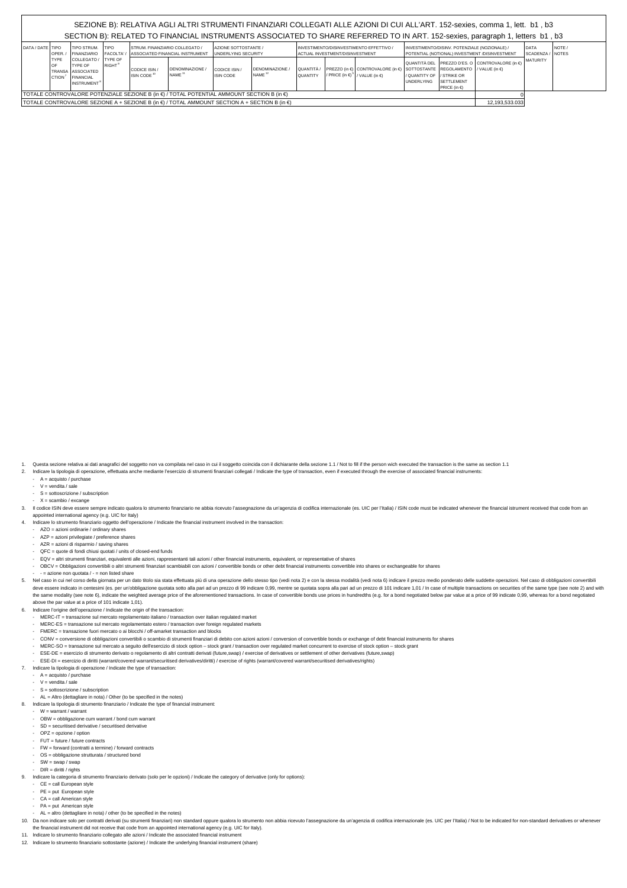# SEZIONE B): RELATIVA AGLI ALTRI STRUMENTI FINANZIARI COLLEGATI ALLE AZIONI DI CUI ALL'ART. 152-sexies, comma 1, lett. b1 , b3

## SECTION B): RELATED TO FINANCIAL INSTRUMENTS ASSOCIATED TO SHARE REFERRED TO IN ART. 152-sexies, paragraph 1, letters b1 , b3

| DATA / DATE | TIPO OPER. / TYPE OF TRANSACTION [7] | TIPO STRUM. FINANZIARIO COLLEGATO / TYPE OF ASSOCIATED FINANCIAL INSTRUMENT [8] | TIPO FACOLTA' / TYPE OF RIGHT [9] | STRUM. FINANZIARIO COLLEGATO / ASSOCIATED FINANCIAL INSTRUMENT | | AZIONE SOTTOSTANTE / UNDERLYING SECURITY | | INVESTIMENTO/DISINVESTIMENTO EFFETTIVO / ACTUAL INVESTMENT/DISINVESTMENT | | | INVESTIMENTO/DISINV. POTENZIALE (NOZIONALE) / POTENTIAL (NOTIONAL) INVESTMENT /DISINVESTMENT | | | DATA SCADENZA / MATURITY | NOTE / NOTES |
|---|---|---|---|---|---|---|---|---|---|---|---|---|---|---|---|
| | | | | CODICE ISIN / ISIN CODE [10] | DENOMINAZIONE / NAME [11] | CODICE ISIN / ISIN CODE | DENOMINAZIONE / NAME [12] | QUANTITÀ / QUANTITY | PREZZO (in €) / PRICE (in €) [5] | CONTROVALORE (in €) / VALUE (in €) | QUANTITÀ DEL SOTTOSTANTE / QUANTITY OF UNDERLYING | PREZZO D'ES. O REGOLAMENTO / STRIKE OR SETTLEMENT PRICE (in €) | CONTROVALORE (in €) / VALUE (in €) | | |
| TOTALE CONTROVALORE POTENZIALE SEZIONE B (in €) / TOTAL POTENTIAL AMMOUNT SECTION B (in €) | | | | | | | | | | | | | 0 | | |
| TOTALE CONTROVALORE SEZIONE A + SEZIONE B (in €) / TOTAL AMMOUNT SECTION A + SECTION B (in €) | | | | | | | | | | | | | 12,193,533.033 | | |

1. Questa sezione relativa ai dati anagrafici del soggetto non va compilata nel caso in cui il soggetto coincida con il dichiarante della sezione 1.1 / Not to fill if the person wich executed the transaction is the same as section 1.1
2. Indicare la tipologia di operazione, effettuata anche mediante l'esercizio di strumenti finanziari collegati / Indicate the type of transaction, even if executed through the exercise of associated financial instruments:
   - A = acquisto / purchase
   - V = vendita / sale
   - S = sottoscrizione / subscription
   - X = scambio / excange
3. Il codice ISIN deve essere sempre indicato qualora lo strumento finanziario ne abbia ricevuto l'assegnazione da un'agenzia di codifica internazionale (es. UIC per l'Italia) / ISIN code must be indicated whenever the financial istrument received that code from an appointed international agency (e.g. UIC for Italy)
4. Indicare lo strumento finanziario oggetto dell'operazione / Indicate the financial instrument involved in the transaction:
   - AZO = azioni ordinarie / ordinary shares
   - AZP = azioni privilegiate / preference shares
   - AZR = azioni di risparmio / saving shares
   - QFC = quote di fondi chiusi quotati / units of closed-end funds
   - EQV = altri strumenti finanziari, equivalenti alle azioni, rappresentanti tali azioni / other financial instruments, equivalent, or representative of shares
   - OBCV = Obbligazioni convertibili o altri strumenti finanziari scambiabili con azioni / convertible bonds or other debt financial instruments convertible into shares or exchangeable for shares
   - - = azione non quotata / - = non listed share
5. Nel caso in cui nel corso della giornata per un dato titolo sia stata effettuata più di una operazione dello stesso tipo (vedi nota 2) e con la stessa modalità (vedi nota 6) indicare il prezzo medio ponderato delle suddette operazioni. Nel caso di obbligazioni convertibili deve essere indicato in centesimi (es. per un'obbligazione quotata sotto alla pari ad un prezzo di 99 indicare 0,99, mentre se quotata sopra alla pari ad un prezzo di 101 indicare 1,01 / In case of multiple transactions on securities of the same type (see note 2) and with the same modality (see note 6), indicate the weighted average price of the aforementioned transactions. In case of convertible bonds use prices in hundredths (e.g. for a bond negotiated below par value at a price of 99 indicate 0,99, whereas for a bond negotiated above the par value at a price of 101 indicate 1,01).
6. Indicare l'origine dell'operazione / Indicate the origin of the transaction:
   - MERC-IT = transazione sul mercato regolamentato italiano / transaction over italian regulated market
   - MERC-ES = transazione sul mercato regolamentato estero / transaction over foreign regulated markets
   - FMERC = transazione fuori mercato o ai blocchi / off-amarket transaction and blocks
   - CONV = conversione di obbligazioni convertibili o scambio di strumenti finanziari di debito con azioni azioni / conversion of convertible bonds or exchange of debt financial instruments for shares
   - MERC-SO = transazione sul mercato a seguito dell'esercizio di stock option – stock grant / transaction over regulated market concurrent to exercise of stock option – stock grant
   - ESE-DE = esercizio di strumento derivato o regolamento di altri contratti derivati (future,swap) / exercise of derivatives or settlement of other derivatives (future,swap)
   - ESE-DI = esercizio di diritti (warrant/covered warrant/securitised derivatives/diritti) / exercise of rights (warrant/covered warrant/securitised derivatives/rights)
7. Indicare la tipologia di operazione / Indicate the type of transaction:
   - A = acquisto / purchase
   - V = vendita / sale
   - S = sottoscrizione / subscription
   - AL = Altro (dettagliare in nota) / Other (to be specified in the notes)
8. Indicare la tipologia di strumento finanziario / Indicate the type of financial instrument:
   - W = warrant / warrant
   - OBW = obbligazione cum warrant / bond cum warrant
   - SD = securitised derivative / securitised derivative
   - OPZ = opzione / option
   - FUT = future / future contracts
   - FW = forward (contratti a termine) / forward contracts
   - OS = obbligazione strutturata / structured bond
   - SW = swap / swap
   - DIR = diritti / rights
9. Indicare la categoria di strumento finanziario derivato (solo per le opzioni) / Indicate the category of derivative (only for options):
   - CE = call European style
   - PE = put European style
   - CA = call American style
   - PA = put American style
   - AL = altro (dettagliare in nota) / other (to be specified in the notes)
10. Da non indicare solo per contratti derivati (su strumenti finanziari) non standard oppure qualora lo strumento non abbia ricevuto l'assegnazione da un'agenzia di codifica internazionale (es. UIC per l'Italia) / Not to be indicated for non-standard derivatives or whenever the financial instrument did not receive that code from an appointed international agency (e.g. UIC for Italy).
11. Indicare lo strumento finanziario collegato alle azioni / Indicate the associated financial instrument
12. Indicare lo strumento finanziario sottostante (azione) / Indicate the underlying financial instrument (share)